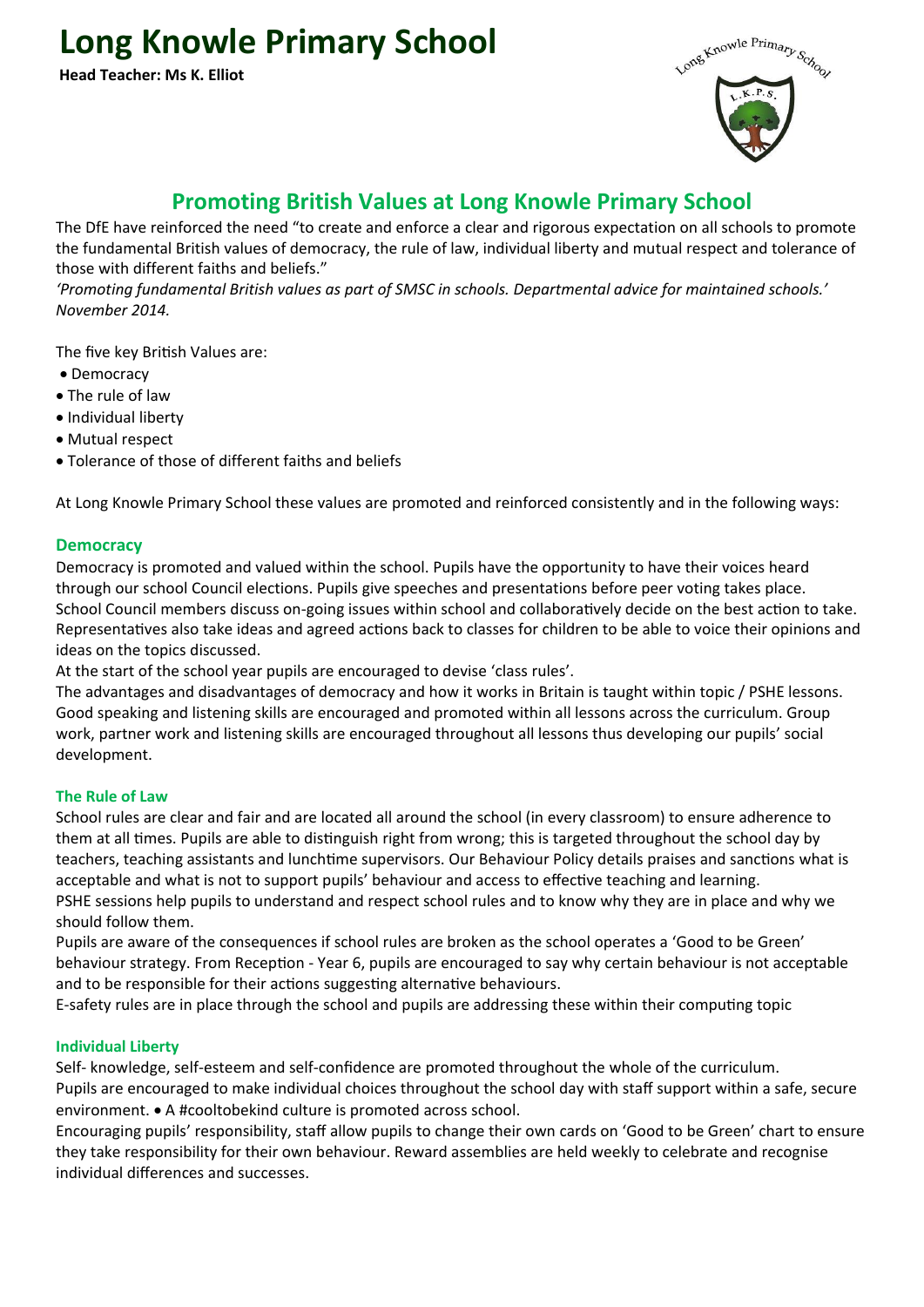# Long Knowle Primary School

**Head Teacher: Ms K. Elliot**

## Promoting British Values at Long Knowle Primary School

The DfE have reinforced the need "to create and enforce a clear and rigorous expectation on all schools to promote the fundamental British values of democracy, the rule of law, individual liberty and mutual respect and tolerance of those with different faiths and beliefs."

*'Promoting fundamental British values as part of SMSC in schools. Departmental advice for maintained schools.' November 2014.*

The five key British Values are:

- Democracy
- The rule of law
- Individual liberty
- Mutual respect
- Tolerance of those of different faiths and beliefs

At Long Knowle Primary School these values are promoted and reinforced consistently and in the following ways:

### Democracy

Democracy is promoted and valued within the school. Pupils have the opportunity to have their voices heard through our school Council elections. Pupils give speeches and presentations before peer voting takes place. School Council members discuss on-going issues within school and collaboratively decide on the best action to take. Representatives also take ideas and agreed actions back to classes for children to be able to voice their opinions and ideas on the topics discussed.

At the start of the school year pupils are encouraged to devise 'class rules'.

The advantages and disadvantages of democracy and how it works in Britain is taught within topic / PSHE lessons. Good speaking and listening skills are encouraged and promoted within all lessons across the curriculum. Group work, partner work and listening skills are encouraged throughout all lessons thus developing our pupils' social development.

### The Rule of Law

School rules are clear and fair and are located all around the school (in every classroom) to ensure adherence to them at all times. Pupils are able to distinguish right from wrong; this is targeted throughout the school day by teachers, teaching assistants and lunchtime supervisors. Our Behaviour Policy details praises and sanctions what is acceptable and what is not to support pupils' behaviour and access to effective teaching and learning.

PSHE sessions help pupils to understand and respect school rules and to know why they are in place and why we should follow them.

Pupils are aware of the consequences if school rules are broken as the school operates a 'Good to be Green' behaviour strategy. From Reception - Year 6, pupils are encouraged to say why certain behaviour is not acceptable and to be responsible for their actions suggesting alternative behaviours.

E-safety rules are in place through the school and pupils are addressing these within their computing topic

### Individual Liberty

Self- knowledge, self-esteem and self-confidence are promoted throughout the whole of the curriculum.

Pupils are encouraged to make individual choices throughout the school day with staff support within a safe, secure environment. • A #cooltobekind culture is promoted across school.

Encouraging pupils' responsibility, staff allow pupils to change their own cards on 'Good to be Green' chart to ensure they take responsibility for their own behaviour. Reward assemblies are held weekly to celebrate and recognise individual differences and successes.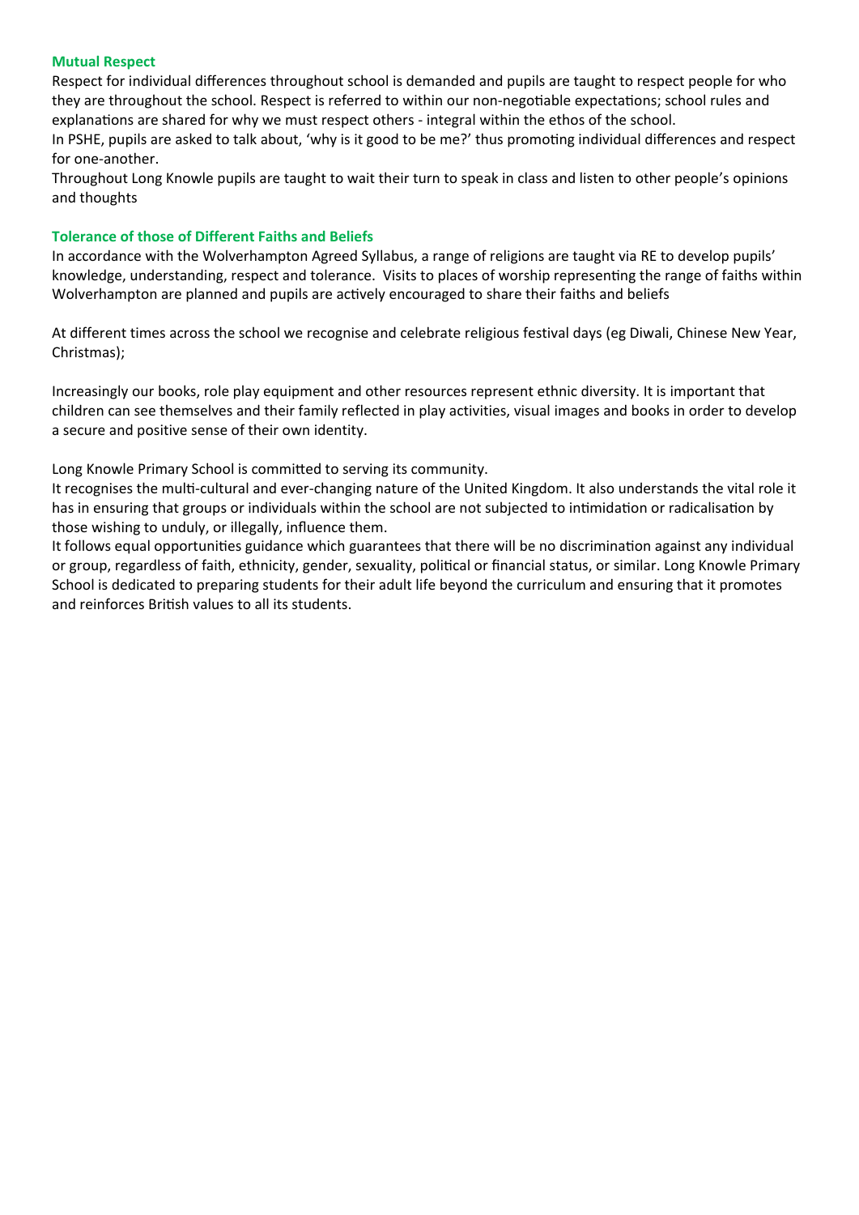### Mutual Respect

Respect for individual differences throughout school is demanded and pupils are taught to respect people for who they are throughout the school. Respect is referred to within our non-negotiable expectations; school rules and explanations are shared for why we must respect others - integral within the ethos of the school.

In PSHE, pupils are asked to talk about, 'why is it good to be me?' thus promoting individual differences and respect for one-another.

Throughout Long Knowle pupils are taught to wait their turn to speak in class and listen to other people's opinions and thoughts

### Tolerance of those of Different Faiths and Beliefs

In accordance with the Wolverhampton Agreed Syllabus, a range of religions are taught via RE to develop pupils' knowledge, understanding, respect and tolerance. Visits to places of worship representing the range of faiths within Wolverhampton are planned and pupils are actively encouraged to share their faiths and beliefs

At different times across the school we recognise and celebrate religious festival days (eg Diwali, Chinese New Year, Christmas);

Increasingly our books, role play equipment and other resources represent ethnic diversity. It is important that children can see themselves and their family reflected in play activities, visual images and books in order to develop a secure and positive sense of their own identity.

Long Knowle Primary School is committed to serving its community.

It recognises the multi-cultural and ever-changing nature of the United Kingdom. It also understands the vital role it has in ensuring that groups or individuals within the school are not subjected to intimidation or radicalisation by those wishing to unduly, or illegally, influence them.

It follows equal opportunities guidance which guarantees that there will be no discrimination against any individual or group, regardless of faith, ethnicity, gender, sexuality, political or financial status, or similar. Long Knowle Primary School is dedicated to preparing students for their adult life beyond the curriculum and ensuring that it promotes and reinforces British values to all its students.